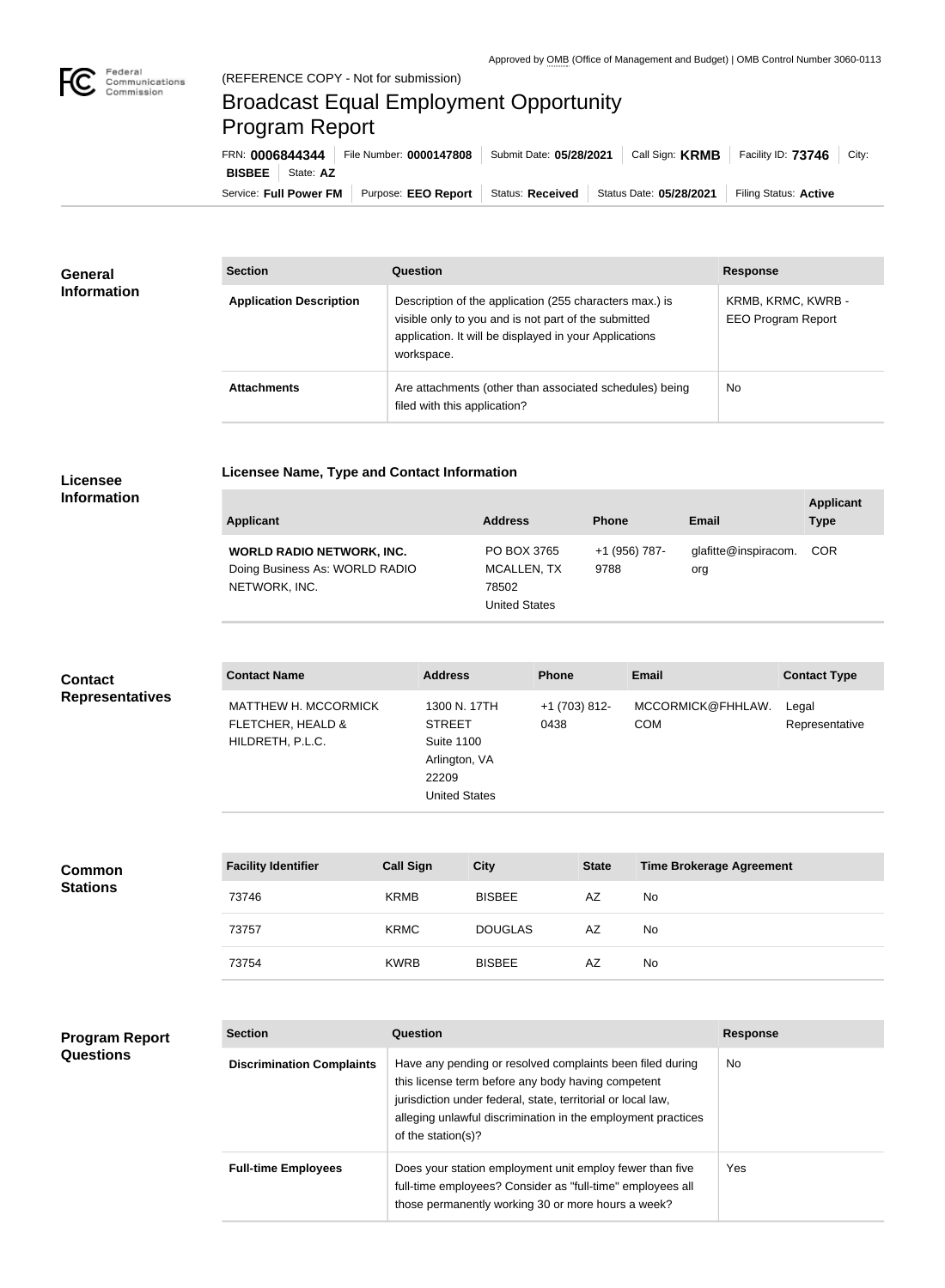Approved by OMB (Office of Management and Budget) | OMB Control Number 3060-0113

Federal Communications Commission

(REFERENCE COPY - Not for submission)

# Broadcast Equal Employment Opportunity Program Report

FRN: **0006844344** | File Number: **0000147808** | Submit Date: **05/28/2021** | Call Sign: **KRMB** | Facility ID: **73746** | City: **BISBEE** | State: **AZ**

Service: **Full Power FM** | Purpose: **EEO Report** | Status: **Received** | Status Date: **05/28/2021** | Filing Status: **Active**

## General Information

| Section | Question | Response |
| --- | --- | --- |
| **Application Description** | Description of the application (255 characters max.) is visible only to you and is not part of the submitted application. It will be displayed in your Applications workspace. | KRMB, KRMC, KWRB - EEO Program Report |
| **Attachments** | Are attachments (other than associated schedules) being filed with this application? | No |

## Licensee Information

### Licensee Name, Type and Contact Information

| Applicant | Address | Phone | Email | Applicant Type |
| --- | --- | --- | --- | --- |
| **WORLD RADIO NETWORK, INC.** Doing Business As: WORLD RADIO NETWORK, INC. | PO BOX 3765 MCALLEN, TX 78502 United States | +1 (956) 787-9788 | glafitte@inspiracom.org | COR |

## Contact Representatives

| Contact Name | Address | Phone | Email | Contact Type |
| --- | --- | --- | --- | --- |
| MATTHEW H. MCCORMICK FLETCHER, HEALD & HILDRETH, P.L.C. | 1300 N. 17TH STREET Suite 1100 Arlington, VA 22209 United States | +1 (703) 812-0438 | MCCORMICK@FHHLAW.COM | Legal Representative |

## Common Stations

| Facility Identifier | Call Sign | City | State | Time Brokerage Agreement |
| --- | --- | --- | --- | --- |
| 73746 | KRMB | BISBEE | AZ | No |
| 73757 | KRMC | DOUGLAS | AZ | No |
| 73754 | KWRB | BISBEE | AZ | No |

## Program Report Questions

| Section | Question | Response |
| --- | --- | --- |
| **Discrimination Complaints** | Have any pending or resolved complaints been filed during this license term before any body having competent jurisdiction under federal, state, territorial or local law, alleging unlawful discrimination in the employment practices of the station(s)? | No |
| **Full-time Employees** | Does your station employment unit employ fewer than five full-time employees? Consider as "full-time" employees all those permanently working 30 or more hours a week? | Yes |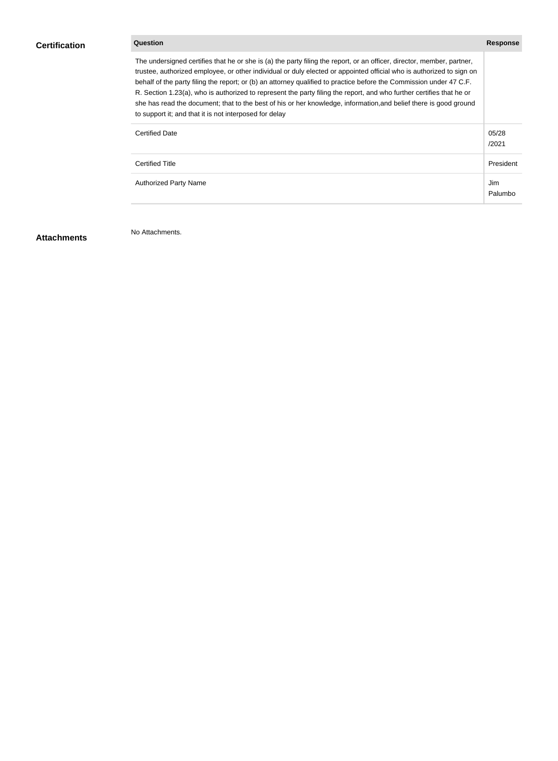## Certification

| Question | Response |
|---|---|
| The undersigned certifies that he or she is (a) the party filing the report, or an officer, director, member, partner, trustee, authorized employee, or other individual or duly elected or appointed official who is authorized to sign on behalf of the party filing the report; or (b) an attorney qualified to practice before the Commission under 47 C.F. R. Section 1.23(a), who is authorized to represent the party filing the report, and who further certifies that he or she has read the document; that to the best of his or her knowledge, information,and belief there is good ground to support it; and that it is not interposed for delay | |
| Certified Date | 05/28/2021 |
| Certified Title | President |
| Authorized Party Name | Jim Palumbo |

## Attachments

No Attachments.